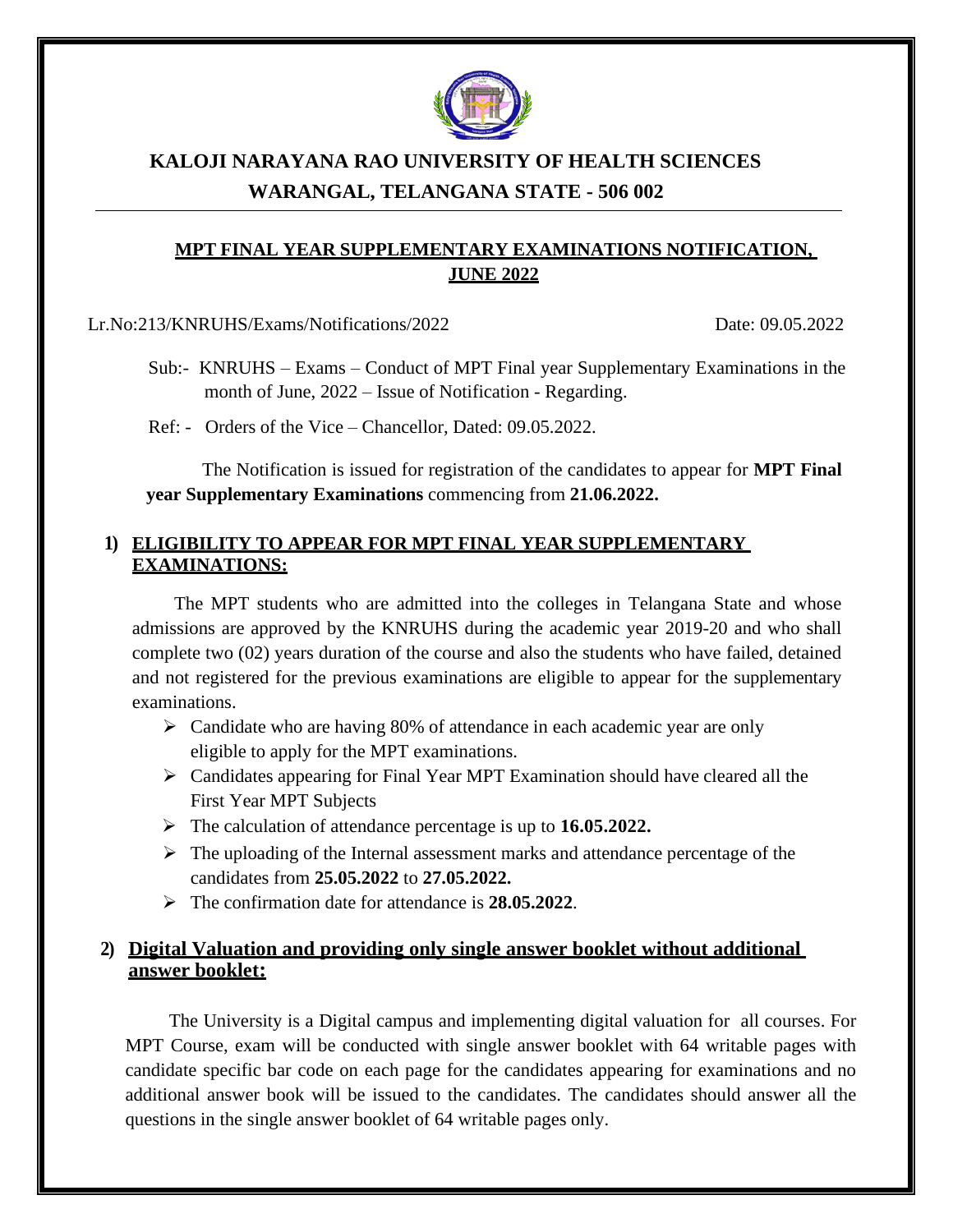# KALOJI NARAYANA RAO UNIVERSITY OF HEALTH SCIENCES
# WARANGAL, TELANGANA STATE - 506 002

## MPT FINAL YEAR SUPPLEMENTARY EXAMINATIONS NOTIFICATION, JUNE 2022

Lr.No:213/KNRUHS/Exams/Notifications/2022 Date: 09.05.2022

Sub:- KNRUHS – Exams – Conduct of MPT Final year Supplementary Examinations in the month of June, 2022 – Issue of Notification - Regarding.

Ref: - Orders of the Vice – Chancellor, Dated: 09.05.2022.

The Notification is issued for registration of the candidates to appear for **MPT Final year Supplementary Examinations** commencing from **21.06.2022.**

### 1) ELIGIBILITY TO APPEAR FOR MPT FINAL YEAR SUPPLEMENTARY EXAMINATIONS:

The MPT students who are admitted into the colleges in Telangana State and whose admissions are approved by the KNRUHS during the academic year 2019-20 and who shall complete two (02) years duration of the course and also the students who have failed, detained and not registered for the previous examinations are eligible to appear for the supplementary examinations.

- Candidate who are having 80% of attendance in each academic year are only eligible to apply for the MPT examinations.
- Candidates appearing for Final Year MPT Examination should have cleared all the First Year MPT Subjects
- The calculation of attendance percentage is up to **16.05.2022.**
- The uploading of the Internal assessment marks and attendance percentage of the candidates from **25.05.2022** to **27.05.2022.**
- The confirmation date for attendance is **28.05.2022**.

### 2) Digital Valuation and providing only single answer booklet without additional answer booklet:

The University is a Digital campus and implementing digital valuation for all courses. For MPT Course, exam will be conducted with single answer booklet with 64 writable pages with candidate specific bar code on each page for the candidates appearing for examinations and no additional answer book will be issued to the candidates. The candidates should answer all the questions in the single answer booklet of 64 writable pages only.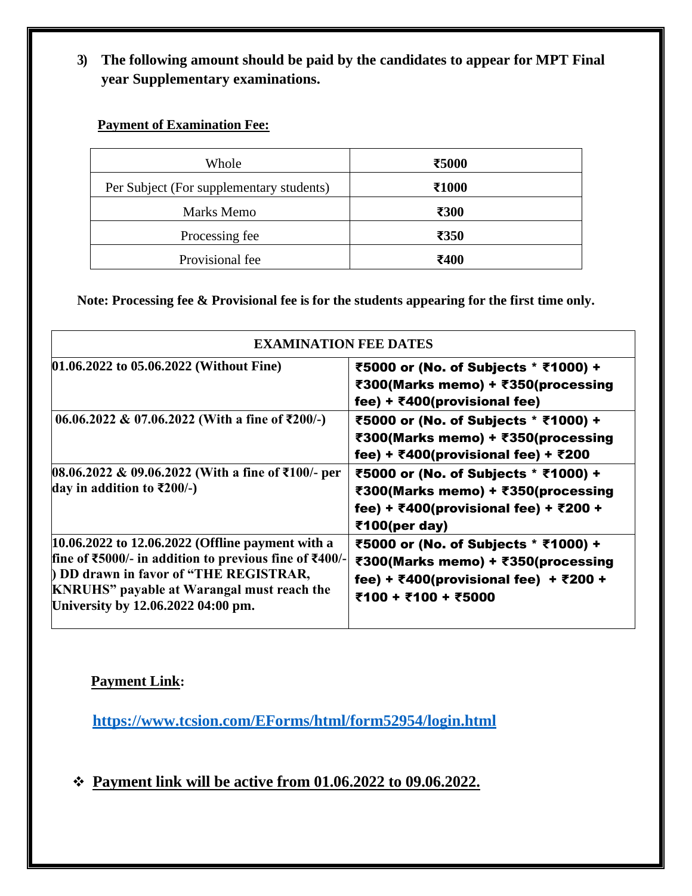**3) The following amount should be paid by the candidates to appear for MPT Final year Supplementary examinations.**

**Payment of Examination Fee:**

| Whole | **₹5000** |
|---|---|
| Per Subject (For supplementary students) | **₹1000** |
| Marks Memo | **₹300** |
| Processing fee | **₹350** |
| Provisional fee | **₹400** |

**Note: Processing fee & Provisional fee is for the students appearing for the first time only.**

| EXAMINATION FEE DATES | |
|---|---|
| **01.06.2022 to 05.06.2022 (Without Fine)** | **₹5000 or (No. of Subjects * ₹1000) + ₹300(Marks memo) + ₹350(processing fee) + ₹400(provisional fee)** |
| **06.06.2022 & 07.06.2022 (With a fine of ₹200/-)** | **₹5000 or (No. of Subjects * ₹1000) + ₹300(Marks memo) + ₹350(processing fee) + ₹400(provisional fee) + ₹200** |
| **08.06.2022 & 09.06.2022 (With a fine of ₹100/- per day in addition to ₹200/-)** | **₹5000 or (No. of Subjects * ₹1000) + ₹300(Marks memo) + ₹350(processing fee) + ₹400(provisional fee) + ₹200 + ₹100(per day)** |
| **10.06.2022 to 12.06.2022 (Offline payment with a fine of ₹5000/- in addition to previous fine of ₹400/-) DD drawn in favor of "THE REGISTRAR, KNRUHS" payable at Warangal must reach the University by 12.06.2022 04:00 pm.** | **₹5000 or (No. of Subjects * ₹1000) + ₹300(Marks memo) + ₹350(processing fee) + ₹400(provisional fee) + ₹200 + ₹100 + ₹100 + ₹5000** |

**Payment Link:**

**https://www.tcsion.com/EForms/html/form52954/login.html**

- **Payment link will be active from 01.06.2022 to 09.06.2022.**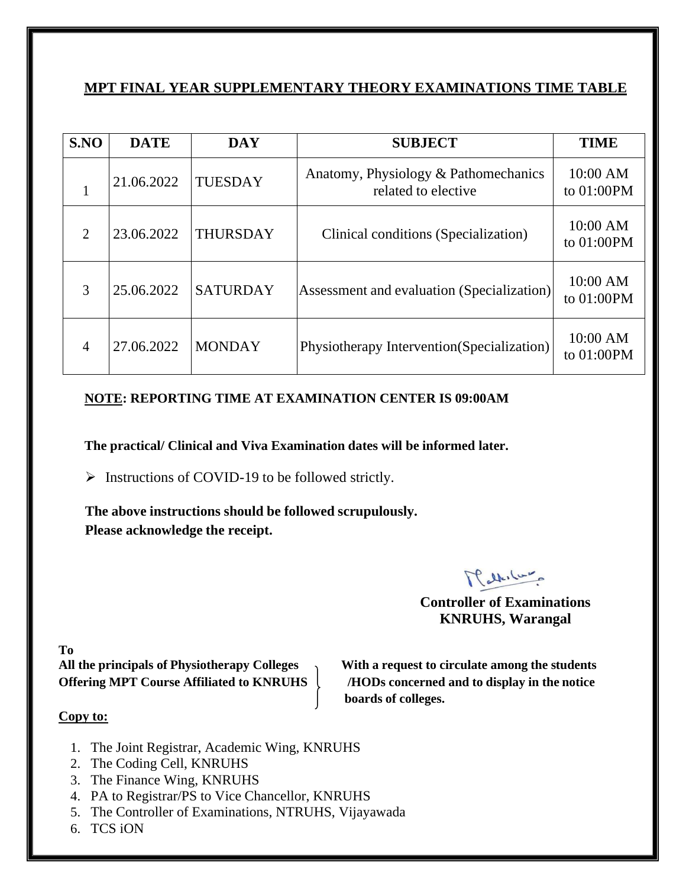## MPT FINAL YEAR SUPPLEMENTARY THEORY EXAMINATIONS TIME TABLE

| S.NO | DATE | DAY | SUBJECT | TIME |
|---|---|---|---|---|
| 1 | 21.06.2022 | TUESDAY | Anatomy, Physiology & Pathomechanics related to elective | 10:00 AM to 01:00PM |
| 2 | 23.06.2022 | THURSDAY | Clinical conditions (Specialization) | 10:00 AM to 01:00PM |
| 3 | 25.06.2022 | SATURDAY | Assessment and evaluation (Specialization) | 10:00 AM to 01:00PM |
| 4 | 27.06.2022 | MONDAY | Physiotherapy Intervention(Specialization) | 10:00 AM to 01:00PM |

**NOTE: REPORTING TIME AT EXAMINATION CENTER IS 09:00AM**

**The practical/ Clinical and Viva Examination dates will be informed later.**

- Instructions of COVID-19 to be followed strictly.

**The above instructions should be followed scrupulously.**
**Please acknowledge the receipt.**

**Controller of Examinations**
**KNRUHS, Warangal**

**To**
**All the principals of Physiotherapy Colleges Offering MPT Course Affiliated to KNRUHS** } **With a request to circulate among the students /HODs concerned and to display in the notice boards of colleges.**

**Copy to:**

1. The Joint Registrar, Academic Wing, KNRUHS
2. The Coding Cell, KNRUHS
3. The Finance Wing, KNRUHS
4. PA to Registrar/PS to Vice Chancellor, KNRUHS
5. The Controller of Examinations, NTRUHS, Vijayawada
6. TCS iON